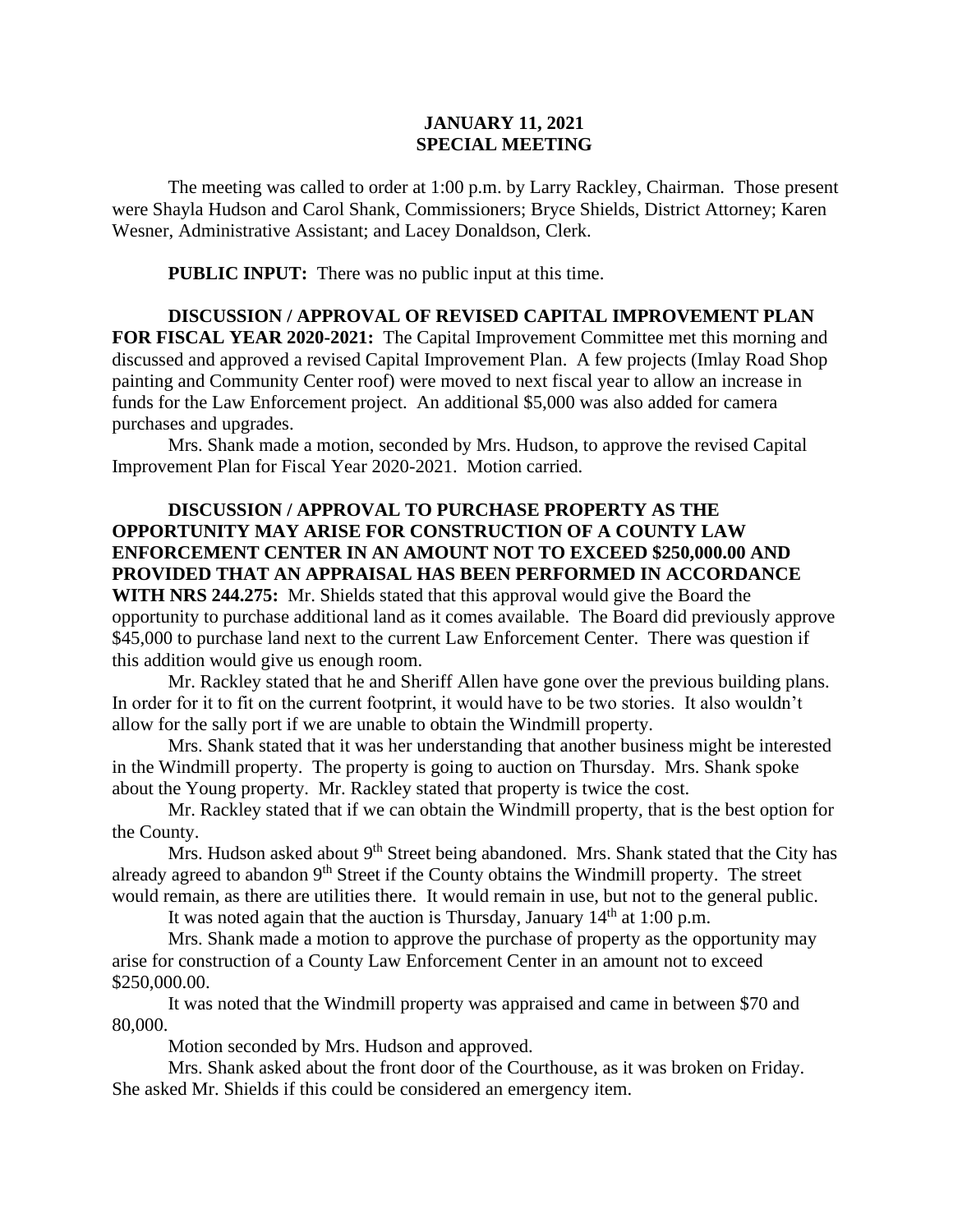**JANUARY 11, 2021**
**SPECIAL MEETING**

The meeting was called to order at 1:00 p.m. by Larry Rackley, Chairman. Those present were Shayla Hudson and Carol Shank, Commissioners; Bryce Shields, District Attorney; Karen Wesner, Administrative Assistant; and Lacey Donaldson, Clerk.

**PUBLIC INPUT:** There was no public input at this time.

**DISCUSSION / APPROVAL OF REVISED CAPITAL IMPROVEMENT PLAN FOR FISCAL YEAR 2020-2021:** The Capital Improvement Committee met this morning and discussed and approved a revised Capital Improvement Plan. A few projects (Imlay Road Shop painting and Community Center roof) were moved to next fiscal year to allow an increase in funds for the Law Enforcement project. An additional $5,000 was also added for camera purchases and upgrades.

Mrs. Shank made a motion, seconded by Mrs. Hudson, to approve the revised Capital Improvement Plan for Fiscal Year 2020-2021. Motion carried.

**DISCUSSION / APPROVAL TO PURCHASE PROPERTY AS THE OPPORTUNITY MAY ARISE FOR CONSTRUCTION OF A COUNTY LAW ENFORCEMENT CENTER IN AN AMOUNT NOT TO EXCEED $250,000.00 AND PROVIDED THAT AN APPRAISAL HAS BEEN PERFORMED IN ACCORDANCE WITH NRS 244.275:** Mr. Shields stated that this approval would give the Board the opportunity to purchase additional land as it comes available. The Board did previously approve $45,000 to purchase land next to the current Law Enforcement Center. There was question if this addition would give us enough room.

Mr. Rackley stated that he and Sheriff Allen have gone over the previous building plans. In order for it to fit on the current footprint, it would have to be two stories. It also wouldn't allow for the sally port if we are unable to obtain the Windmill property.

Mrs. Shank stated that it was her understanding that another business might be interested in the Windmill property. The property is going to auction on Thursday. Mrs. Shank spoke about the Young property. Mr. Rackley stated that property is twice the cost.

Mr. Rackley stated that if we can obtain the Windmill property, that is the best option for the County.

Mrs. Hudson asked about 9th Street being abandoned. Mrs. Shank stated that the City has already agreed to abandon 9th Street if the County obtains the Windmill property. The street would remain, as there are utilities there. It would remain in use, but not to the general public.

It was noted again that the auction is Thursday, January 14th at 1:00 p.m.

Mrs. Shank made a motion to approve the purchase of property as the opportunity may arise for construction of a County Law Enforcement Center in an amount not to exceed $250,000.00.

It was noted that the Windmill property was appraised and came in between $70 and 80,000.

Motion seconded by Mrs. Hudson and approved.

Mrs. Shank asked about the front door of the Courthouse, as it was broken on Friday. She asked Mr. Shields if this could be considered an emergency item.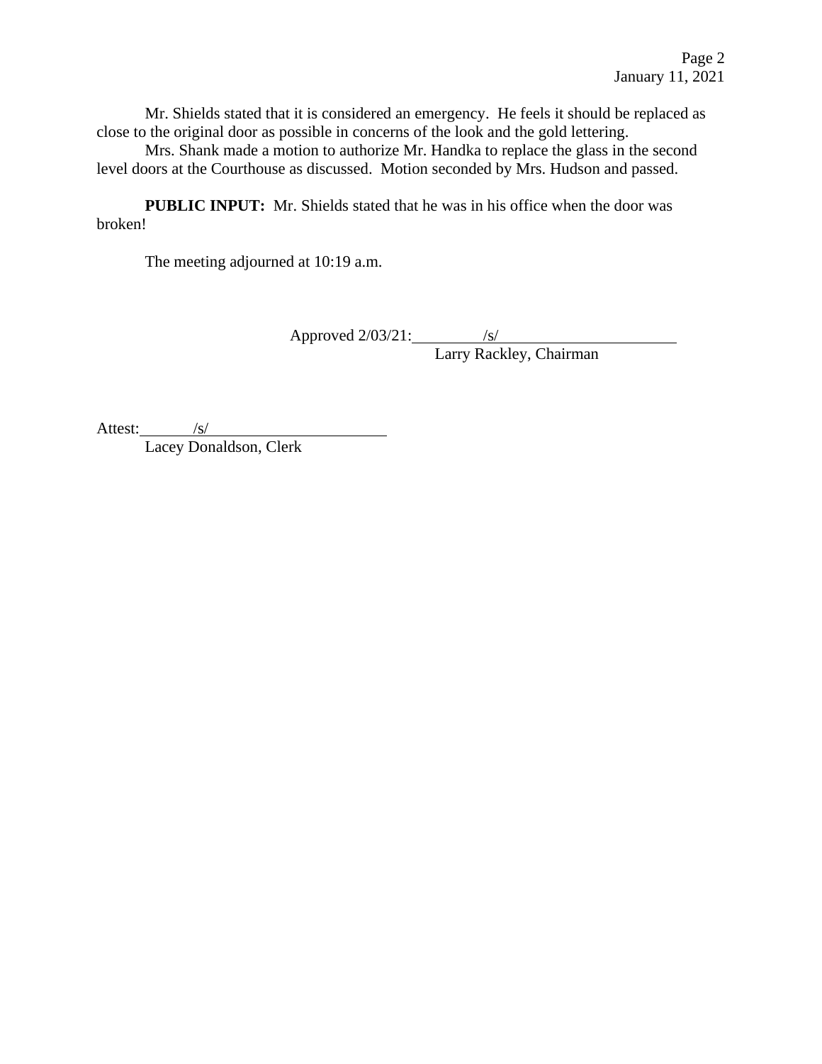Mr. Shields stated that it is considered an emergency. He feels it should be replaced as close to the original door as possible in concerns of the look and the gold lettering.

Mrs. Shank made a motion to authorize Mr. Handka to replace the glass in the second level doors at the Courthouse as discussed. Motion seconded by Mrs. Hudson and passed.

**PUBLIC INPUT:** Mr. Shields stated that he was in his office when the door was broken!

The meeting adjourned at 10:19 a.m.

Approved 2/03/21: /s/
Larry Rackley, Chairman

Attest: /s/
Lacey Donaldson, Clerk